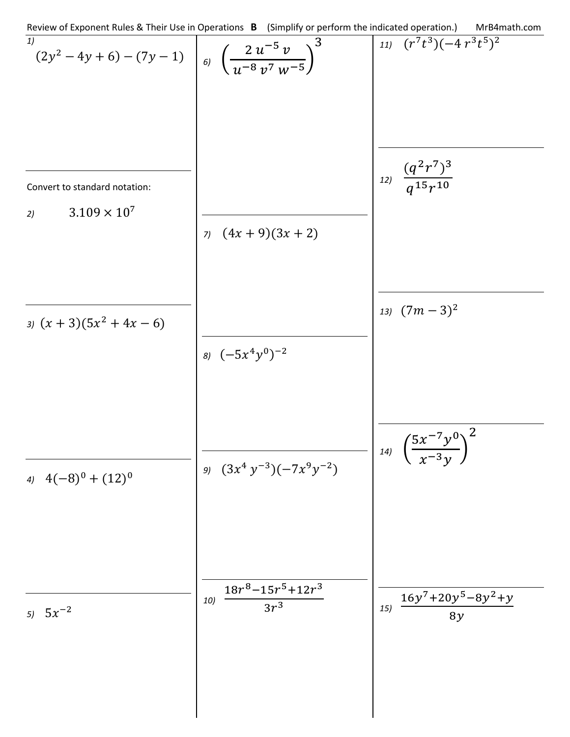Review of Exponent Rules & Their Use in Operations **B** (Simplify or perform the indicated operation.) MrB4math.com

1) $(2y^2 - 4y + 6) - (7y - 1)$

Convert to standard notation:

2) $3.109 \times 10^7$

3) $(x + 3)(5x^2 + 4x - 6)$

4) $4(-8)^0 + (12)^0$

5) $5x^{-2}$

6) $\left(\dfrac{2\,u^{-5}\,v}{u^{-8}\,v^7\,w^{-5}}\right)^3$

7) $(4x + 9)(3x + 2)$

8) $(-5x^4y^0)^{-2}$

9) $(3x^4\,y^{-3})(-7x^9y^{-2})$

10) $\dfrac{18r^8 - 15r^5 + 12r^3}{3r^3}$

11) $(r^7t^3)(-4\,r^3t^5)^2$

12) $\dfrac{(q^2r^7)^3}{q^{15}r^{10}}$

13) $(7m - 3)^2$

14) $\left(\dfrac{5x^{-7}y^0}{x^{-3}y}\right)^2$

15) $\dfrac{16y^7 + 20y^5 - 8y^2 + y}{8y}$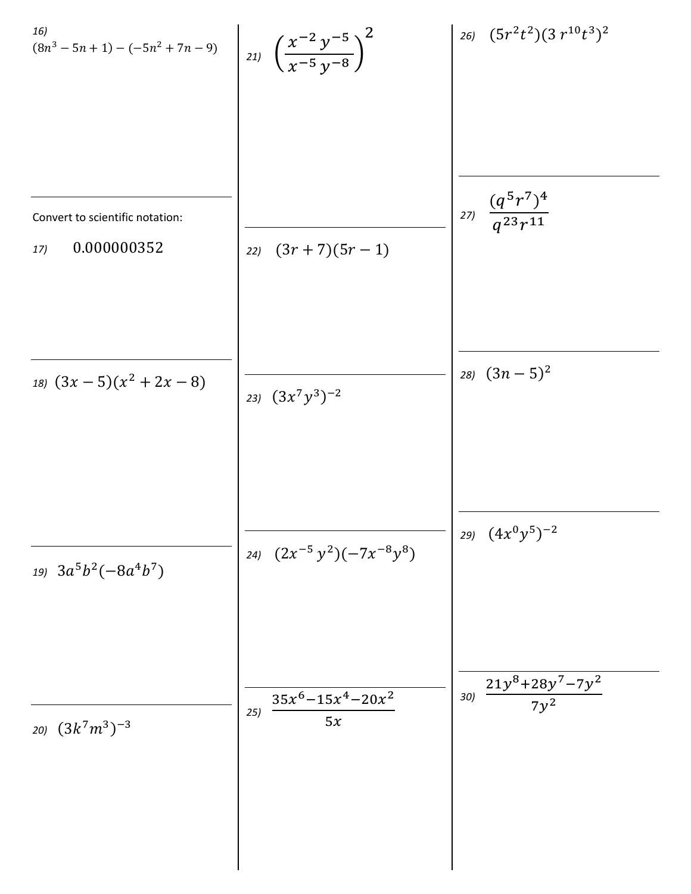16) $(8n^3 - 5n + 1) - (-5n^2 + 7n - 9)$

Convert to scientific notation:

17) 0.000000352

18) $(3x - 5)(x^2 + 2x - 8)$

19) $3a^5b^2(-8a^4b^7)$

20) $(3k^7m^3)^{-3}$

21) $\left(\frac{x^{-2}\,y^{-5}}{x^{-5}\,y^{-8}}\right)^2$

22) $(3r + 7)(5r - 1)$

23) $(3x^7y^3)^{-2}$

24) $(2x^{-5}\,y^2)(-7x^{-8}y^8)$

25) $\frac{35x^6 - 15x^4 - 20x^2}{5x}$

26) $(5r^2t^2)(3\,r^{10}t^3)^2$

27) $\frac{(q^5r^7)^4}{q^{23}r^{11}}$

28) $(3n - 5)^2$

29) $(4x^0y^5)^{-2}$

30) $\frac{21y^8 + 28y^7 - 7y^2}{7y^2}$